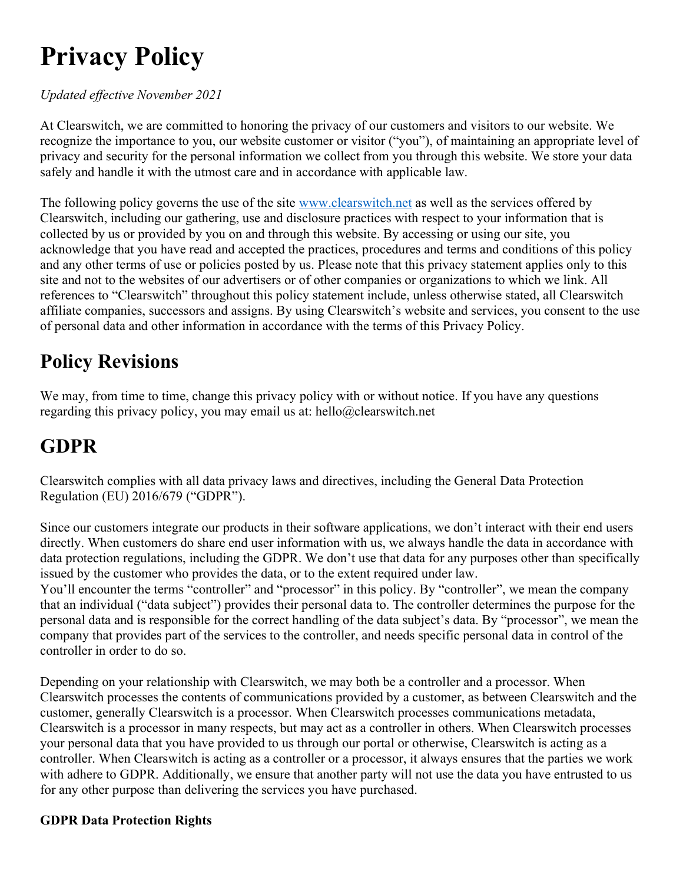# Privacy Policy

*Updated effective November 2021*

At Clearswitch, we are committed to honoring the privacy of our customers and visitors to our website. We recognize the importance to you, our website customer or visitor ("you"), of maintaining an appropriate level of privacy and security for the personal information we collect from you through this website. We store your data safely and handle it with the utmost care and in accordance with applicable law.

The following policy governs the use of the site [www.clearswitch.net](www.clearswitch.net) as well as the services offered by Clearswitch, including our gathering, use and disclosure practices with respect to your information that is collected by us or provided by you on and through this website. By accessing or using our site, you acknowledge that you have read and accepted the practices, procedures and terms and conditions of this policy and any other terms of use or policies posted by us. Please note that this privacy statement applies only to this site and not to the websites of our advertisers or of other companies or organizations to which we link. All references to "Clearswitch" throughout this policy statement include, unless otherwise stated, all Clearswitch affiliate companies, successors and assigns. By using Clearswitch's website and services, you consent to the use of personal data and other information in accordance with the terms of this Privacy Policy.

## Policy Revisions

We may, from time to time, change this privacy policy with or without notice. If you have any questions regarding this privacy policy, you may email us at: hello@clearswitch.net

## GDPR

Clearswitch complies with all data privacy laws and directives, including the General Data Protection Regulation (EU) 2016/679 ("GDPR").

Since our customers integrate our products in their software applications, we don't interact with their end users directly. When customers do share end user information with us, we always handle the data in accordance with data protection regulations, including the GDPR. We don't use that data for any purposes other than specifically issued by the customer who provides the data, or to the extent required under law.
You'll encounter the terms "controller" and "processor" in this policy. By "controller", we mean the company that an individual ("data subject") provides their personal data to. The controller determines the purpose for the personal data and is responsible for the correct handling of the data subject's data. By "processor", we mean the company that provides part of the services to the controller, and needs specific personal data in control of the controller in order to do so.

Depending on your relationship with Clearswitch, we may both be a controller and a processor. When Clearswitch processes the contents of communications provided by a customer, as between Clearswitch and the customer, generally Clearswitch is a processor. When Clearswitch processes communications metadata, Clearswitch is a processor in many respects, but may act as a controller in others. When Clearswitch processes your personal data that you have provided to us through our portal or otherwise, Clearswitch is acting as a controller. When Clearswitch is acting as a controller or a processor, it always ensures that the parties we work with adhere to GDPR. Additionally, we ensure that another party will not use the data you have entrusted to us for any other purpose than delivering the services you have purchased.

**GDPR Data Protection Rights**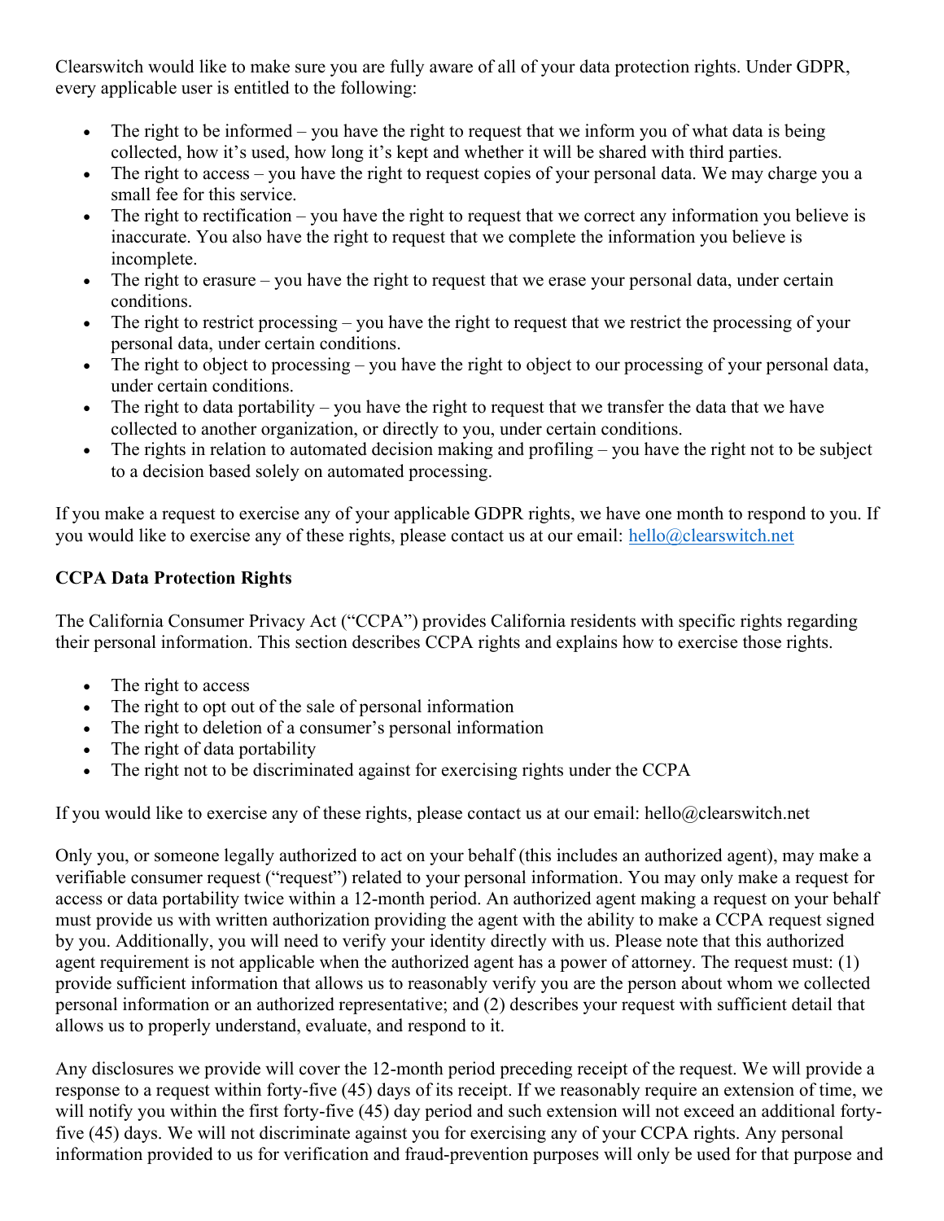Clearswitch would like to make sure you are fully aware of all of your data protection rights. Under GDPR, every applicable user is entitled to the following:

- The right to be informed – you have the right to request that we inform you of what data is being collected, how it's used, how long it's kept and whether it will be shared with third parties.
- The right to access – you have the right to request copies of your personal data. We may charge you a small fee for this service.
- The right to rectification – you have the right to request that we correct any information you believe is inaccurate. You also have the right to request that we complete the information you believe is incomplete.
- The right to erasure – you have the right to request that we erase your personal data, under certain conditions.
- The right to restrict processing – you have the right to request that we restrict the processing of your personal data, under certain conditions.
- The right to object to processing – you have the right to object to our processing of your personal data, under certain conditions.
- The right to data portability – you have the right to request that we transfer the data that we have collected to another organization, or directly to you, under certain conditions.
- The rights in relation to automated decision making and profiling – you have the right not to be subject to a decision based solely on automated processing.

If you make a request to exercise any of your applicable GDPR rights, we have one month to respond to you. If you would like to exercise any of these rights, please contact us at our email: [hello@clearswitch.net](mailto:hello@clearswitch.net)

**CCPA Data Protection Rights**

The California Consumer Privacy Act ("CCPA") provides California residents with specific rights regarding their personal information. This section describes CCPA rights and explains how to exercise those rights.

- The right to access
- The right to opt out of the sale of personal information
- The right to deletion of a consumer's personal information
- The right of data portability
- The right not to be discriminated against for exercising rights under the CCPA

If you would like to exercise any of these rights, please contact us at our email: hello@clearswitch.net

Only you, or someone legally authorized to act on your behalf (this includes an authorized agent), may make a verifiable consumer request ("request") related to your personal information. You may only make a request for access or data portability twice within a 12-month period. An authorized agent making a request on your behalf must provide us with written authorization providing the agent with the ability to make a CCPA request signed by you. Additionally, you will need to verify your identity directly with us. Please note that this authorized agent requirement is not applicable when the authorized agent has a power of attorney. The request must: (1) provide sufficient information that allows us to reasonably verify you are the person about whom we collected personal information or an authorized representative; and (2) describes your request with sufficient detail that allows us to properly understand, evaluate, and respond to it.

Any disclosures we provide will cover the 12-month period preceding receipt of the request. We will provide a response to a request within forty-five (45) days of its receipt. If we reasonably require an extension of time, we will notify you within the first forty-five (45) day period and such extension will not exceed an additional forty-five (45) days. We will not discriminate against you for exercising any of your CCPA rights. Any personal information provided to us for verification and fraud-prevention purposes will only be used for that purpose and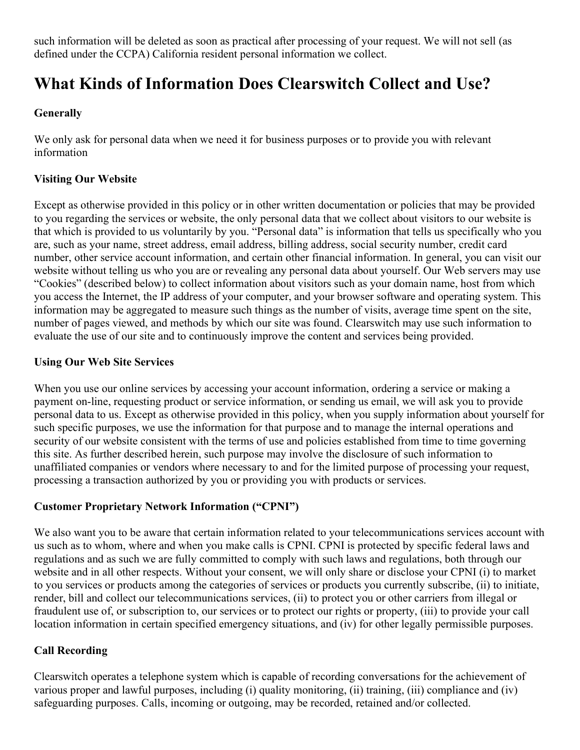such information will be deleted as soon as practical after processing of your request. We will not sell (as defined under the CCPA) California resident personal information we collect.

# What Kinds of Information Does Clearswitch Collect and Use?

**Generally**

We only ask for personal data when we need it for business purposes or to provide you with relevant information

**Visiting Our Website**

Except as otherwise provided in this policy or in other written documentation or policies that may be provided to you regarding the services or website, the only personal data that we collect about visitors to our website is that which is provided to us voluntarily by you. “Personal data” is information that tells us specifically who you are, such as your name, street address, email address, billing address, social security number, credit card number, other service account information, and certain other financial information. In general, you can visit our website without telling us who you are or revealing any personal data about yourself. Our Web servers may use “Cookies” (described below) to collect information about visitors such as your domain name, host from which you access the Internet, the IP address of your computer, and your browser software and operating system. This information may be aggregated to measure such things as the number of visits, average time spent on the site, number of pages viewed, and methods by which our site was found. Clearswitch may use such information to evaluate the use of our site and to continuously improve the content and services being provided.

**Using Our Web Site Services**

When you use our online services by accessing your account information, ordering a service or making a payment on-line, requesting product or service information, or sending us email, we will ask you to provide personal data to us. Except as otherwise provided in this policy, when you supply information about yourself for such specific purposes, we use the information for that purpose and to manage the internal operations and security of our website consistent with the terms of use and policies established from time to time governing this site. As further described herein, such purpose may involve the disclosure of such information to unaffiliated companies or vendors where necessary to and for the limited purpose of processing your request, processing a transaction authorized by you or providing you with products or services.

**Customer Proprietary Network Information (“CPNI”)**

We also want you to be aware that certain information related to your telecommunications services account with us such as to whom, where and when you make calls is CPNI. CPNI is protected by specific federal laws and regulations and as such we are fully committed to comply with such laws and regulations, both through our website and in all other respects. Without your consent, we will only share or disclose your CPNI (i) to market to you services or products among the categories of services or products you currently subscribe, (ii) to initiate, render, bill and collect our telecommunications services, (ii) to protect you or other carriers from illegal or fraudulent use of, or subscription to, our services or to protect our rights or property, (iii) to provide your call location information in certain specified emergency situations, and (iv) for other legally permissible purposes.

**Call Recording**

Clearswitch operates a telephone system which is capable of recording conversations for the achievement of various proper and lawful purposes, including (i) quality monitoring, (ii) training, (iii) compliance and (iv) safeguarding purposes. Calls, incoming or outgoing, may be recorded, retained and/or collected.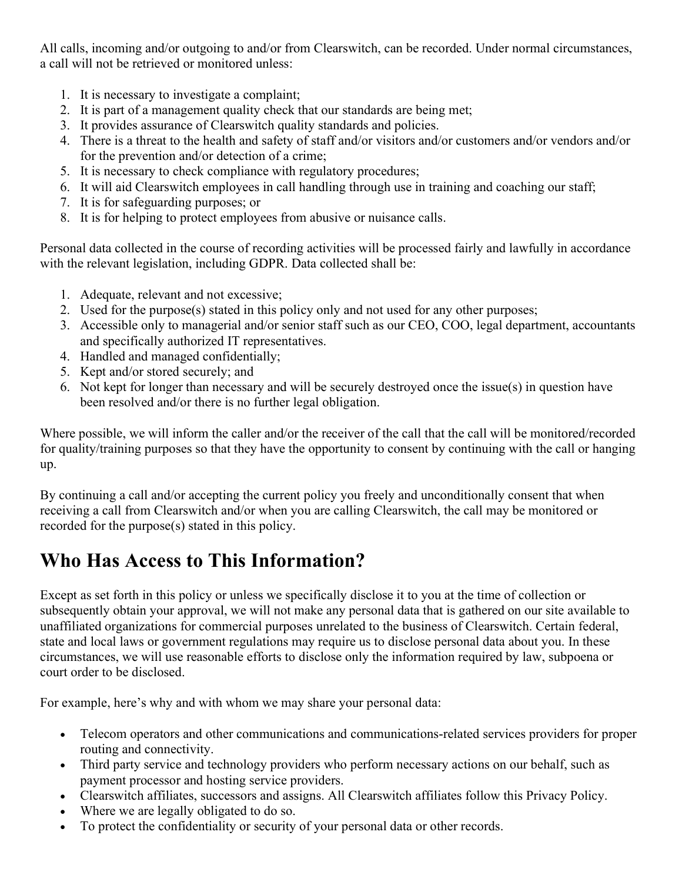All calls, incoming and/or outgoing to and/or from Clearswitch, can be recorded. Under normal circumstances, a call will not be retrieved or monitored unless:

1. It is necessary to investigate a complaint;
2. It is part of a management quality check that our standards are being met;
3. It provides assurance of Clearswitch quality standards and policies.
4. There is a threat to the health and safety of staff and/or visitors and/or customers and/or vendors and/or for the prevention and/or detection of a crime;
5. It is necessary to check compliance with regulatory procedures;
6. It will aid Clearswitch employees in call handling through use in training and coaching our staff;
7. It is for safeguarding purposes; or
8. It is for helping to protect employees from abusive or nuisance calls.

Personal data collected in the course of recording activities will be processed fairly and lawfully in accordance with the relevant legislation, including GDPR. Data collected shall be:

1. Adequate, relevant and not excessive;
2. Used for the purpose(s) stated in this policy only and not used for any other purposes;
3. Accessible only to managerial and/or senior staff such as our CEO, COO, legal department, accountants and specifically authorized IT representatives.
4. Handled and managed confidentially;
5. Kept and/or stored securely; and
6. Not kept for longer than necessary and will be securely destroyed once the issue(s) in question have been resolved and/or there is no further legal obligation.

Where possible, we will inform the caller and/or the receiver of the call that the call will be monitored/recorded for quality/training purposes so that they have the opportunity to consent by continuing with the call or hanging up.

By continuing a call and/or accepting the current policy you freely and unconditionally consent that when receiving a call from Clearswitch and/or when you are calling Clearswitch, the call may be monitored or recorded for the purpose(s) stated in this policy.

## Who Has Access to This Information?

Except as set forth in this policy or unless we specifically disclose it to you at the time of collection or subsequently obtain your approval, we will not make any personal data that is gathered on our site available to unaffiliated organizations for commercial purposes unrelated to the business of Clearswitch. Certain federal, state and local laws or government regulations may require us to disclose personal data about you. In these circumstances, we will use reasonable efforts to disclose only the information required by law, subpoena or court order to be disclosed.

For example, here's why and with whom we may share your personal data:

- Telecom operators and other communications and communications-related services providers for proper routing and connectivity.
- Third party service and technology providers who perform necessary actions on our behalf, such as payment processor and hosting service providers.
- Clearswitch affiliates, successors and assigns. All Clearswitch affiliates follow this Privacy Policy.
- Where we are legally obligated to do so.
- To protect the confidentiality or security of your personal data or other records.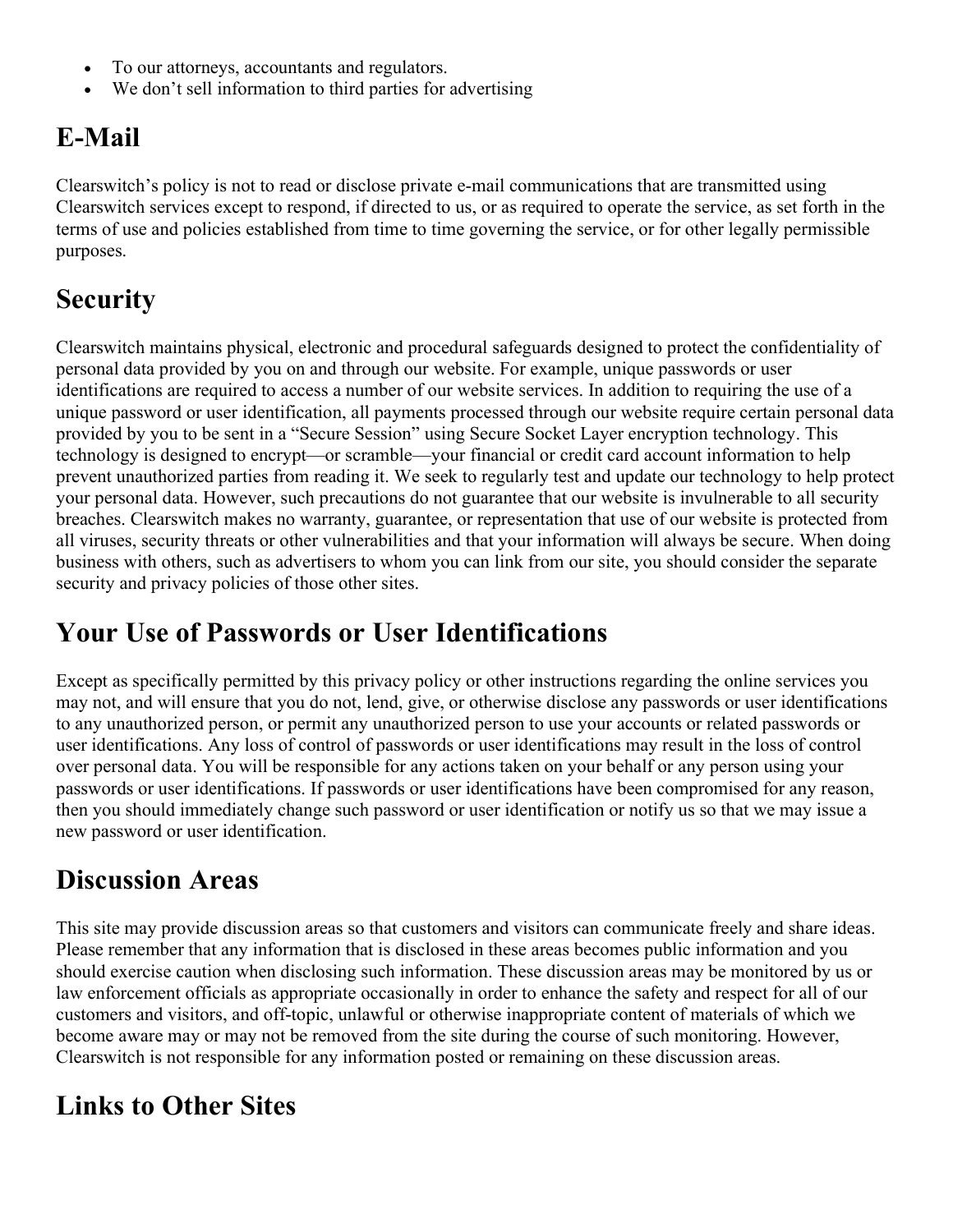- To our attorneys, accountants and regulators.
- We don’t sell information to third parties for advertising

## E-Mail

Clearswitch’s policy is not to read or disclose private e-mail communications that are transmitted using Clearswitch services except to respond, if directed to us, or as required to operate the service, as set forth in the terms of use and policies established from time to time governing the service, or for other legally permissible purposes.

## Security

Clearswitch maintains physical, electronic and procedural safeguards designed to protect the confidentiality of personal data provided by you on and through our website. For example, unique passwords or user identifications are required to access a number of our website services. In addition to requiring the use of a unique password or user identification, all payments processed through our website require certain personal data provided by you to be sent in a “Secure Session” using Secure Socket Layer encryption technology. This technology is designed to encrypt—or scramble—your financial or credit card account information to help prevent unauthorized parties from reading it. We seek to regularly test and update our technology to help protect your personal data. However, such precautions do not guarantee that our website is invulnerable to all security breaches. Clearswitch makes no warranty, guarantee, or representation that use of our website is protected from all viruses, security threats or other vulnerabilities and that your information will always be secure. When doing business with others, such as advertisers to whom you can link from our site, you should consider the separate security and privacy policies of those other sites.

## Your Use of Passwords or User Identifications

Except as specifically permitted by this privacy policy or other instructions regarding the online services you may not, and will ensure that you do not, lend, give, or otherwise disclose any passwords or user identifications to any unauthorized person, or permit any unauthorized person to use your accounts or related passwords or user identifications. Any loss of control of passwords or user identifications may result in the loss of control over personal data. You will be responsible for any actions taken on your behalf or any person using your passwords or user identifications. If passwords or user identifications have been compromised for any reason, then you should immediately change such password or user identification or notify us so that we may issue a new password or user identification.

## Discussion Areas

This site may provide discussion areas so that customers and visitors can communicate freely and share ideas. Please remember that any information that is disclosed in these areas becomes public information and you should exercise caution when disclosing such information. These discussion areas may be monitored by us or law enforcement officials as appropriate occasionally in order to enhance the safety and respect for all of our customers and visitors, and off-topic, unlawful or otherwise inappropriate content of materials of which we become aware may or may not be removed from the site during the course of such monitoring. However, Clearswitch is not responsible for any information posted or remaining on these discussion areas.

## Links to Other Sites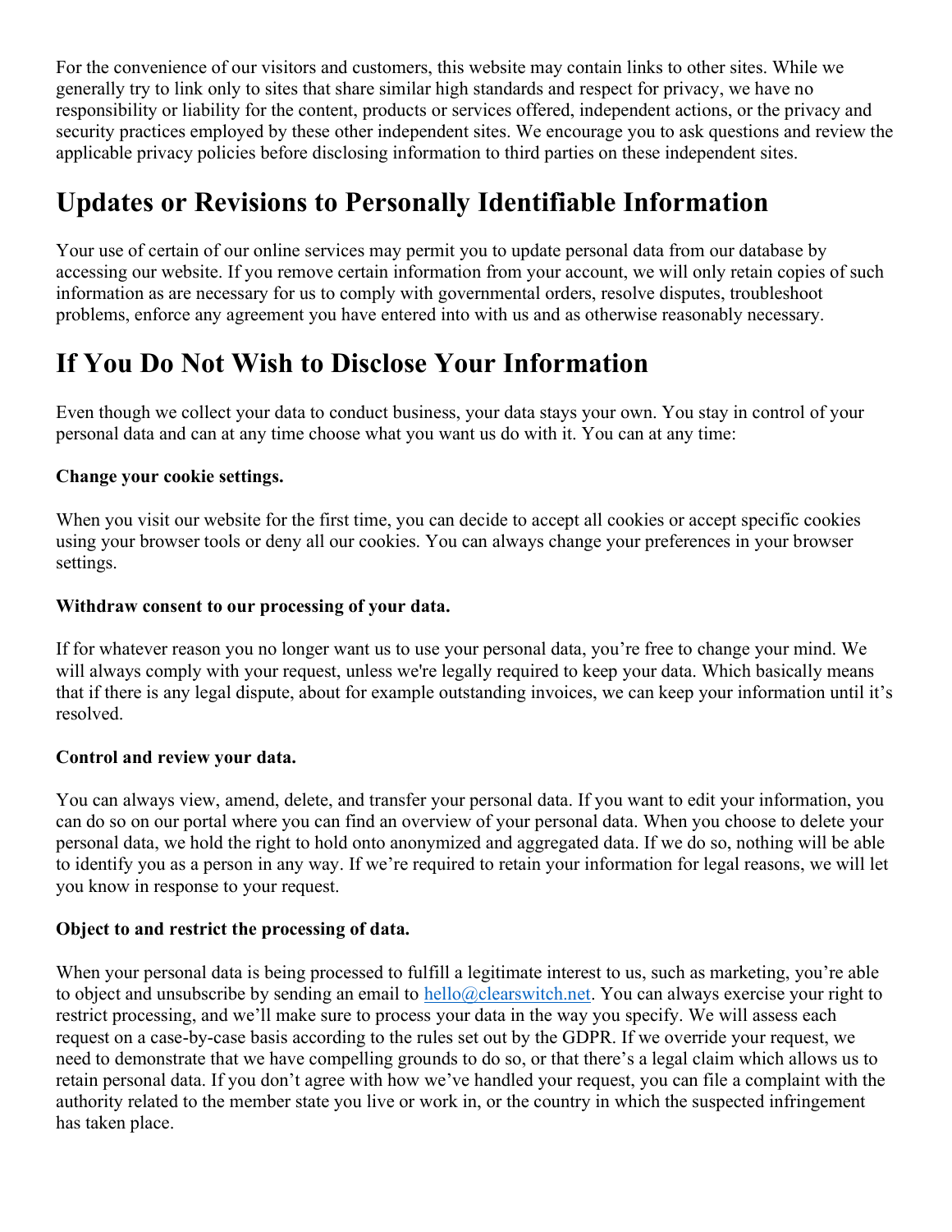For the convenience of our visitors and customers, this website may contain links to other sites. While we generally try to link only to sites that share similar high standards and respect for privacy, we have no responsibility or liability for the content, products or services offered, independent actions, or the privacy and security practices employed by these other independent sites. We encourage you to ask questions and review the applicable privacy policies before disclosing information to third parties on these independent sites.

# Updates or Revisions to Personally Identifiable Information

Your use of certain of our online services may permit you to update personal data from our database by accessing our website. If you remove certain information from your account, we will only retain copies of such information as are necessary for us to comply with governmental orders, resolve disputes, troubleshoot problems, enforce any agreement you have entered into with us and as otherwise reasonably necessary.

# If You Do Not Wish to Disclose Your Information

Even though we collect your data to conduct business, your data stays your own. You stay in control of your personal data and can at any time choose what you want us do with it. You can at any time:

**Change your cookie settings.**

When you visit our website for the first time, you can decide to accept all cookies or accept specific cookies using your browser tools or deny all our cookies. You can always change your preferences in your browser settings.

**Withdraw consent to our processing of your data.**

If for whatever reason you no longer want us to use your personal data, you're free to change your mind. We will always comply with your request, unless we're legally required to keep your data. Which basically means that if there is any legal dispute, about for example outstanding invoices, we can keep your information until it's resolved.

**Control and review your data.**

You can always view, amend, delete, and transfer your personal data. If you want to edit your information, you can do so on our portal where you can find an overview of your personal data. When you choose to delete your personal data, we hold the right to hold onto anonymized and aggregated data. If we do so, nothing will be able to identify you as a person in any way. If we're required to retain your information for legal reasons, we will let you know in response to your request.

**Object to and restrict the processing of data.**

When your personal data is being processed to fulfill a legitimate interest to us, such as marketing, you're able to object and unsubscribe by sending an email to [hello@clearswitch.net](mailto:hello@clearswitch.net). You can always exercise your right to restrict processing, and we'll make sure to process your data in the way you specify. We will assess each request on a case-by-case basis according to the rules set out by the GDPR. If we override your request, we need to demonstrate that we have compelling grounds to do so, or that there's a legal claim which allows us to retain personal data. If you don't agree with how we've handled your request, you can file a complaint with the authority related to the member state you live or work in, or the country in which the suspected infringement has taken place.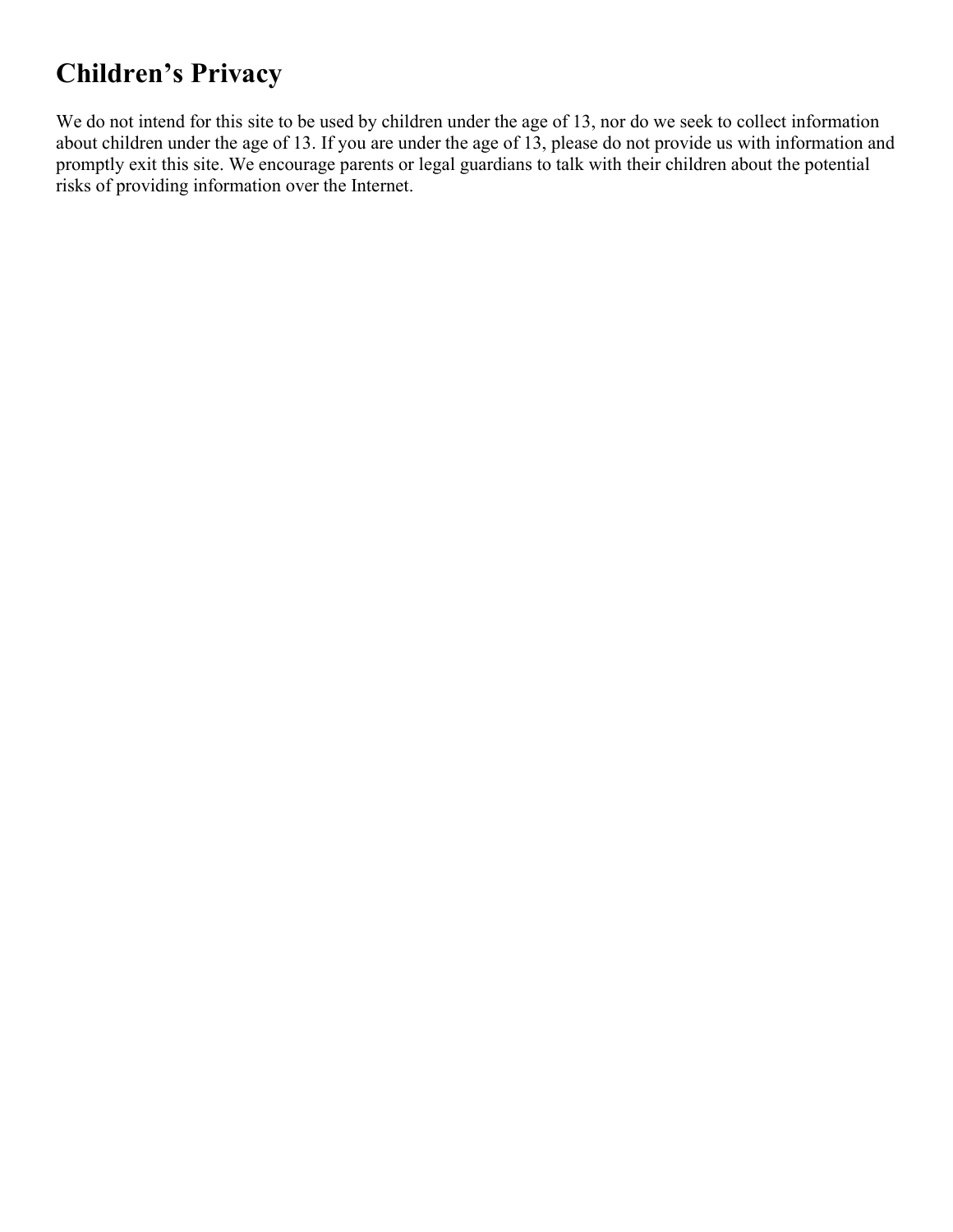## Children’s Privacy

We do not intend for this site to be used by children under the age of 13, nor do we seek to collect information about children under the age of 13. If you are under the age of 13, please do not provide us with information and promptly exit this site. We encourage parents or legal guardians to talk with their children about the potential risks of providing information over the Internet.